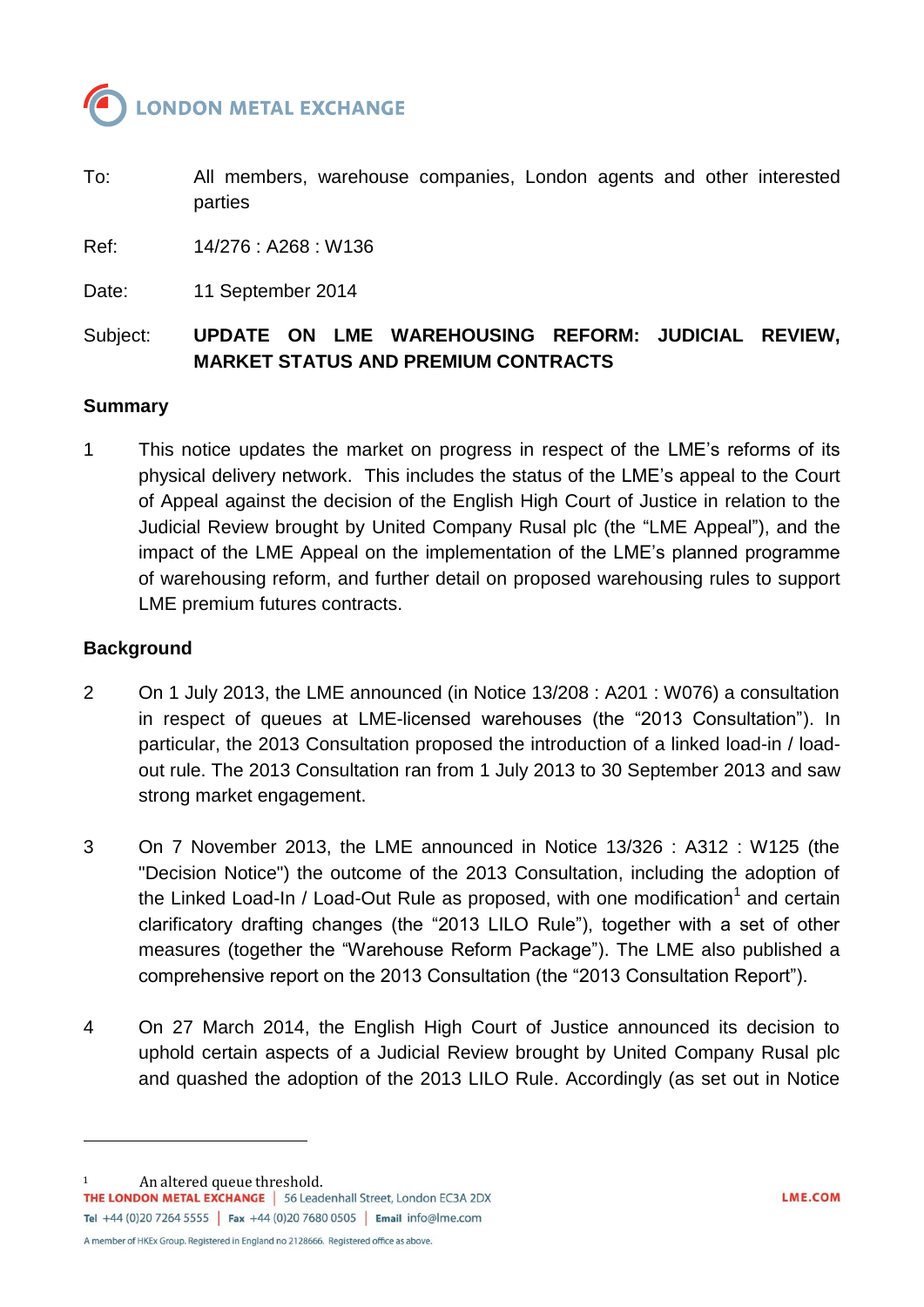LONDON METAL EXCHANGE

To: All members, warehouse companies, London agents and other interested parties

Ref: 14/276 : A268 : W136

Date: 11 September 2014

Subject: **UPDATE ON LME WAREHOUSING REFORM: JUDICIAL REVIEW, MARKET STATUS AND PREMIUM CONTRACTS**

## Summary

1 This notice updates the market on progress in respect of the LME's reforms of its physical delivery network. This includes the status of the LME's appeal to the Court of Appeal against the decision of the English High Court of Justice in relation to the Judicial Review brought by United Company Rusal plc (the "LME Appeal"), and the impact of the LME Appeal on the implementation of the LME's planned programme of warehousing reform, and further detail on proposed warehousing rules to support LME premium futures contracts.

## Background

2 On 1 July 2013, the LME announced (in Notice 13/208 : A201 : W076) a consultation in respect of queues at LME-licensed warehouses (the "2013 Consultation"). In particular, the 2013 Consultation proposed the introduction of a linked load-in / load-out rule. The 2013 Consultation ran from 1 July 2013 to 30 September 2013 and saw strong market engagement.

3 On 7 November 2013, the LME announced in Notice 13/326 : A312 : W125 (the "Decision Notice") the outcome of the 2013 Consultation, including the adoption of the Linked Load-In / Load-Out Rule as proposed, with one modification[1] and certain clarificatory drafting changes (the "2013 LILO Rule"), together with a set of other measures (together the "Warehouse Reform Package"). The LME also published a comprehensive report on the 2013 Consultation (the "2013 Consultation Report").

4 On 27 March 2014, the English High Court of Justice announced its decision to uphold certain aspects of a Judicial Review brought by United Company Rusal plc and quashed the adoption of the 2013 LILO Rule. Accordingly (as set out in Notice

[1] An altered queue threshold.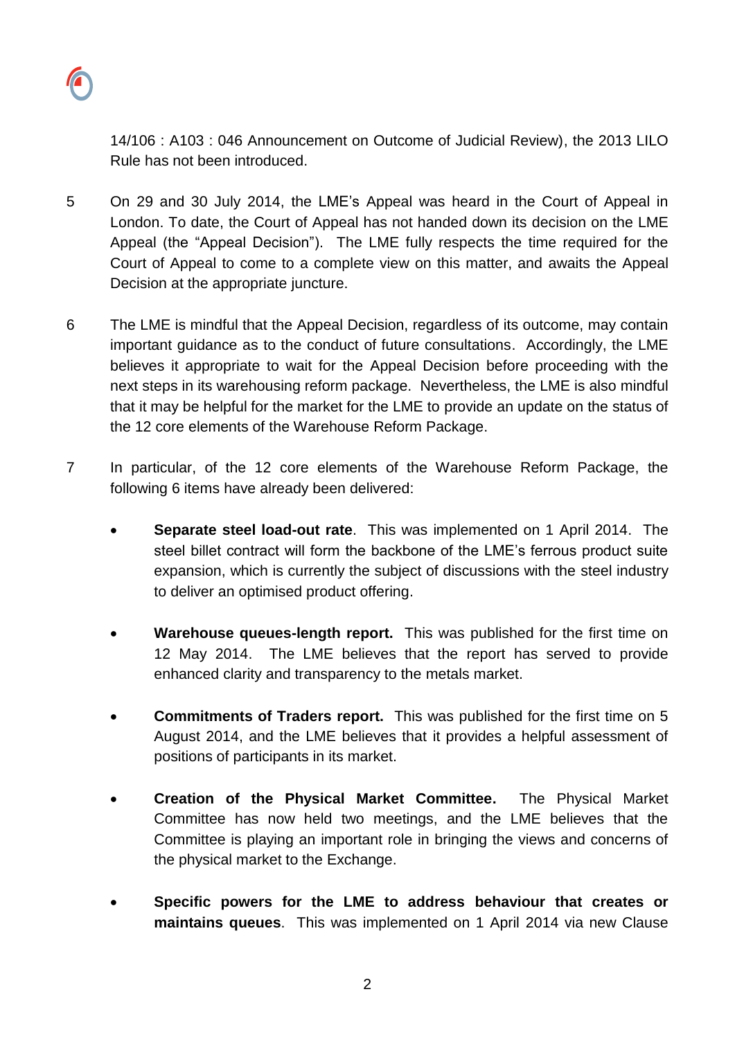14/106 : A103 : 046 Announcement on Outcome of Judicial Review), the 2013 LILO Rule has not been introduced.

5 On 29 and 30 July 2014, the LME's Appeal was heard in the Court of Appeal in London. To date, the Court of Appeal has not handed down its decision on the LME Appeal (the "Appeal Decision"). The LME fully respects the time required for the Court of Appeal to come to a complete view on this matter, and awaits the Appeal Decision at the appropriate juncture.

6 The LME is mindful that the Appeal Decision, regardless of its outcome, may contain important guidance as to the conduct of future consultations. Accordingly, the LME believes it appropriate to wait for the Appeal Decision before proceeding with the next steps in its warehousing reform package. Nevertheless, the LME is also mindful that it may be helpful for the market for the LME to provide an update on the status of the 12 core elements of the Warehouse Reform Package.

7 In particular, of the 12 core elements of the Warehouse Reform Package, the following 6 items have already been delivered:

- **Separate steel load-out rate**. This was implemented on 1 April 2014. The steel billet contract will form the backbone of the LME's ferrous product suite expansion, which is currently the subject of discussions with the steel industry to deliver an optimised product offering.

- **Warehouse queues-length report.** This was published for the first time on 12 May 2014. The LME believes that the report has served to provide enhanced clarity and transparency to the metals market.

- **Commitments of Traders report.** This was published for the first time on 5 August 2014, and the LME believes that it provides a helpful assessment of positions of participants in its market.

- **Creation of the Physical Market Committee.** The Physical Market Committee has now held two meetings, and the LME believes that the Committee is playing an important role in bringing the views and concerns of the physical market to the Exchange.

- **Specific powers for the LME to address behaviour that creates or maintains queues**. This was implemented on 1 April 2014 via new Clause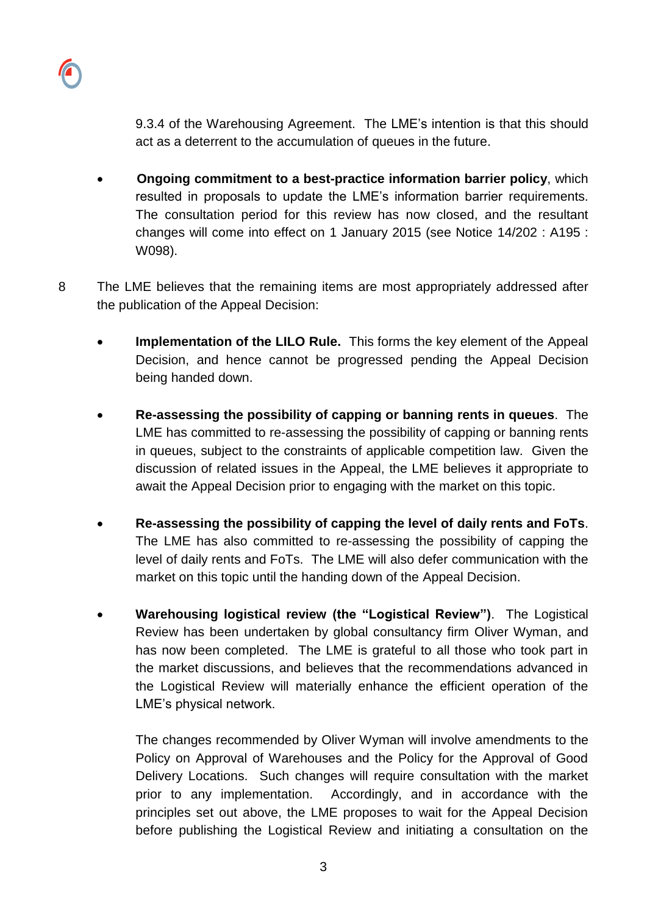9.3.4 of the Warehousing Agreement. The LME's intention is that this should act as a deterrent to the accumulation of queues in the future.

- **Ongoing commitment to a best-practice information barrier policy**, which resulted in proposals to update the LME's information barrier requirements. The consultation period for this review has now closed, and the resultant changes will come into effect on 1 January 2015 (see Notice 14/202 : A195 : W098).

8 The LME believes that the remaining items are most appropriately addressed after the publication of the Appeal Decision:

- **Implementation of the LILO Rule.** This forms the key element of the Appeal Decision, and hence cannot be progressed pending the Appeal Decision being handed down.

- **Re-assessing the possibility of capping or banning rents in queues**. The LME has committed to re-assessing the possibility of capping or banning rents in queues, subject to the constraints of applicable competition law. Given the discussion of related issues in the Appeal, the LME believes it appropriate to await the Appeal Decision prior to engaging with the market on this topic.

- **Re-assessing the possibility of capping the level of daily rents and FoTs**. The LME has also committed to re-assessing the possibility of capping the level of daily rents and FoTs. The LME will also defer communication with the market on this topic until the handing down of the Appeal Decision.

- **Warehousing logistical review (the "Logistical Review")**. The Logistical Review has been undertaken by global consultancy firm Oliver Wyman, and has now been completed. The LME is grateful to all those who took part in the market discussions, and believes that the recommendations advanced in the Logistical Review will materially enhance the efficient operation of the LME's physical network.

  The changes recommended by Oliver Wyman will involve amendments to the Policy on Approval of Warehouses and the Policy for the Approval of Good Delivery Locations. Such changes will require consultation with the market prior to any implementation. Accordingly, and in accordance with the principles set out above, the LME proposes to wait for the Appeal Decision before publishing the Logistical Review and initiating a consultation on the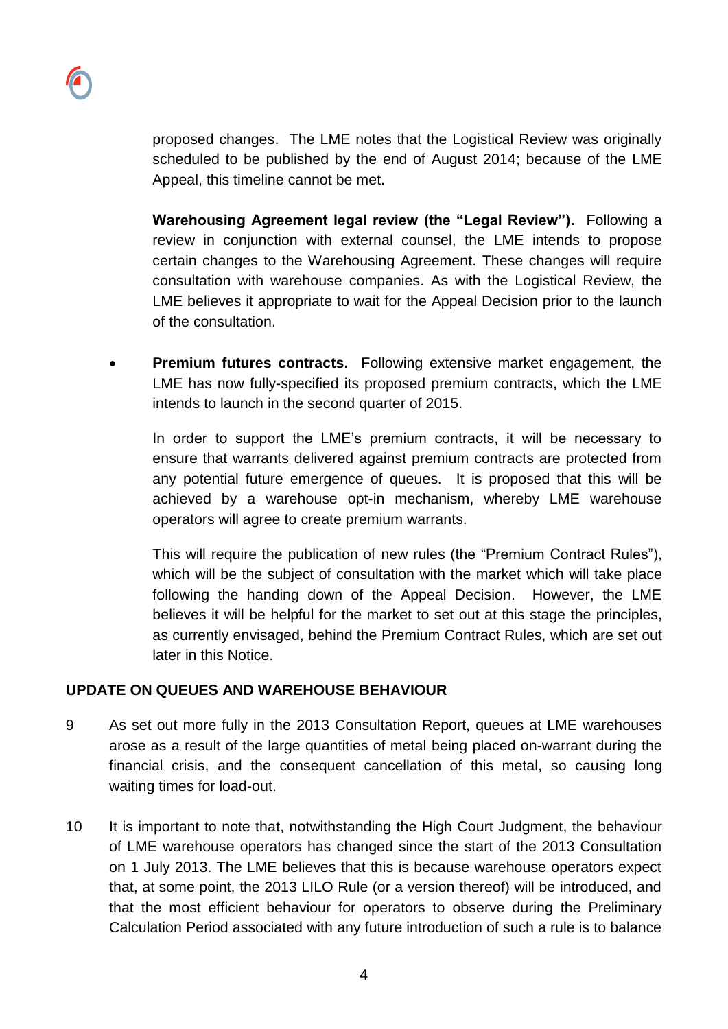proposed changes. The LME notes that the Logistical Review was originally scheduled to be published by the end of August 2014; because of the LME Appeal, this timeline cannot be met.

**Warehousing Agreement legal review (the "Legal Review").** Following a review in conjunction with external counsel, the LME intends to propose certain changes to the Warehousing Agreement. These changes will require consultation with warehouse companies. As with the Logistical Review, the LME believes it appropriate to wait for the Appeal Decision prior to the launch of the consultation.

- **Premium futures contracts.** Following extensive market engagement, the LME has now fully-specified its proposed premium contracts, which the LME intends to launch in the second quarter of 2015.

  In order to support the LME's premium contracts, it will be necessary to ensure that warrants delivered against premium contracts are protected from any potential future emergence of queues. It is proposed that this will be achieved by a warehouse opt-in mechanism, whereby LME warehouse operators will agree to create premium warrants.

  This will require the publication of new rules (the "Premium Contract Rules"), which will be the subject of consultation with the market which will take place following the handing down of the Appeal Decision. However, the LME believes it will be helpful for the market to set out at this stage the principles, as currently envisaged, behind the Premium Contract Rules, which are set out later in this Notice.

## UPDATE ON QUEUES AND WAREHOUSE BEHAVIOUR

9 As set out more fully in the 2013 Consultation Report, queues at LME warehouses arose as a result of the large quantities of metal being placed on-warrant during the financial crisis, and the consequent cancellation of this metal, so causing long waiting times for load-out.

10 It is important to note that, notwithstanding the High Court Judgment, the behaviour of LME warehouse operators has changed since the start of the 2013 Consultation on 1 July 2013. The LME believes that this is because warehouse operators expect that, at some point, the 2013 LILO Rule (or a version thereof) will be introduced, and that the most efficient behaviour for operators to observe during the Preliminary Calculation Period associated with any future introduction of such a rule is to balance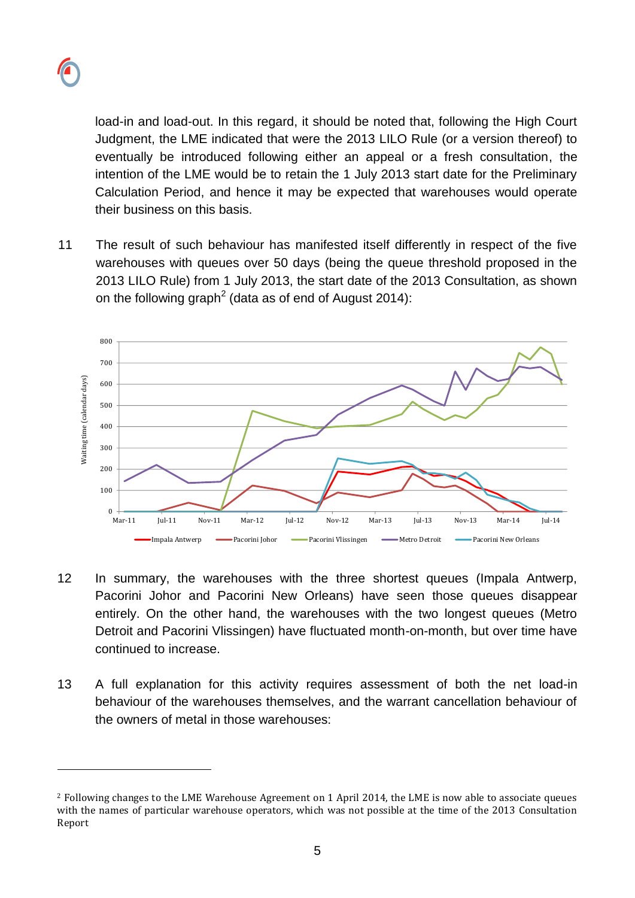load-in and load-out. In this regard, it should be noted that, following the High Court Judgment, the LME indicated that were the 2013 LILO Rule (or a version thereof) to eventually be introduced following either an appeal or a fresh consultation, the intention of the LME would be to retain the 1 July 2013 start date for the Preliminary Calculation Period, and hence it may be expected that warehouses would operate their business on this basis.

11 The result of such behaviour has manifested itself differently in respect of the five warehouses with queues over 50 days (being the queue threshold proposed in the 2013 LILO Rule) from 1 July 2013, the start date of the 2013 Consultation, as shown on the following graph[2] (data as of end of August 2014):

12 In summary, the warehouses with the three shortest queues (Impala Antwerp, Pacorini Johor and Pacorini New Orleans) have seen those queues disappear entirely. On the other hand, the warehouses with the two longest queues (Metro Detroit and Pacorini Vlissingen) have fluctuated month-on-month, but over time have continued to increase.

13 A full explanation for this activity requires assessment of both the net load-in behaviour of the warehouses themselves, and the warrant cancellation behaviour of the owners of metal in those warehouses:

---

[2] Following changes to the LME Warehouse Agreement on 1 April 2014, the LME is now able to associate queues with the names of particular warehouse operators, which was not possible at the time of the 2013 Consultation Report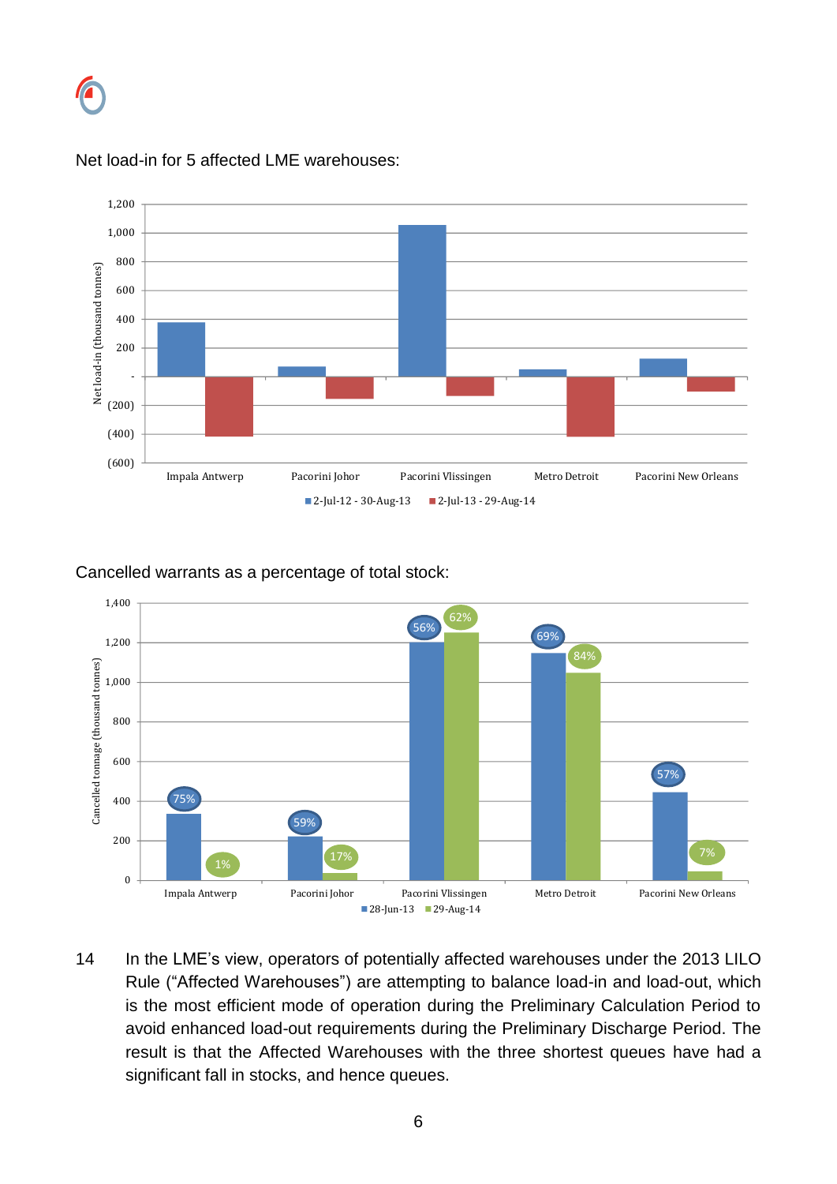Net load-in for 5 affected LME warehouses:

Cancelled warrants as a percentage of total stock:

14 In the LME's view, operators of potentially affected warehouses under the 2013 LILO Rule ("Affected Warehouses") are attempting to balance load-in and load-out, which is the most efficient mode of operation during the Preliminary Calculation Period to avoid enhanced load-out requirements during the Preliminary Discharge Period. The result is that the Affected Warehouses with the three shortest queues have had a significant fall in stocks, and hence queues.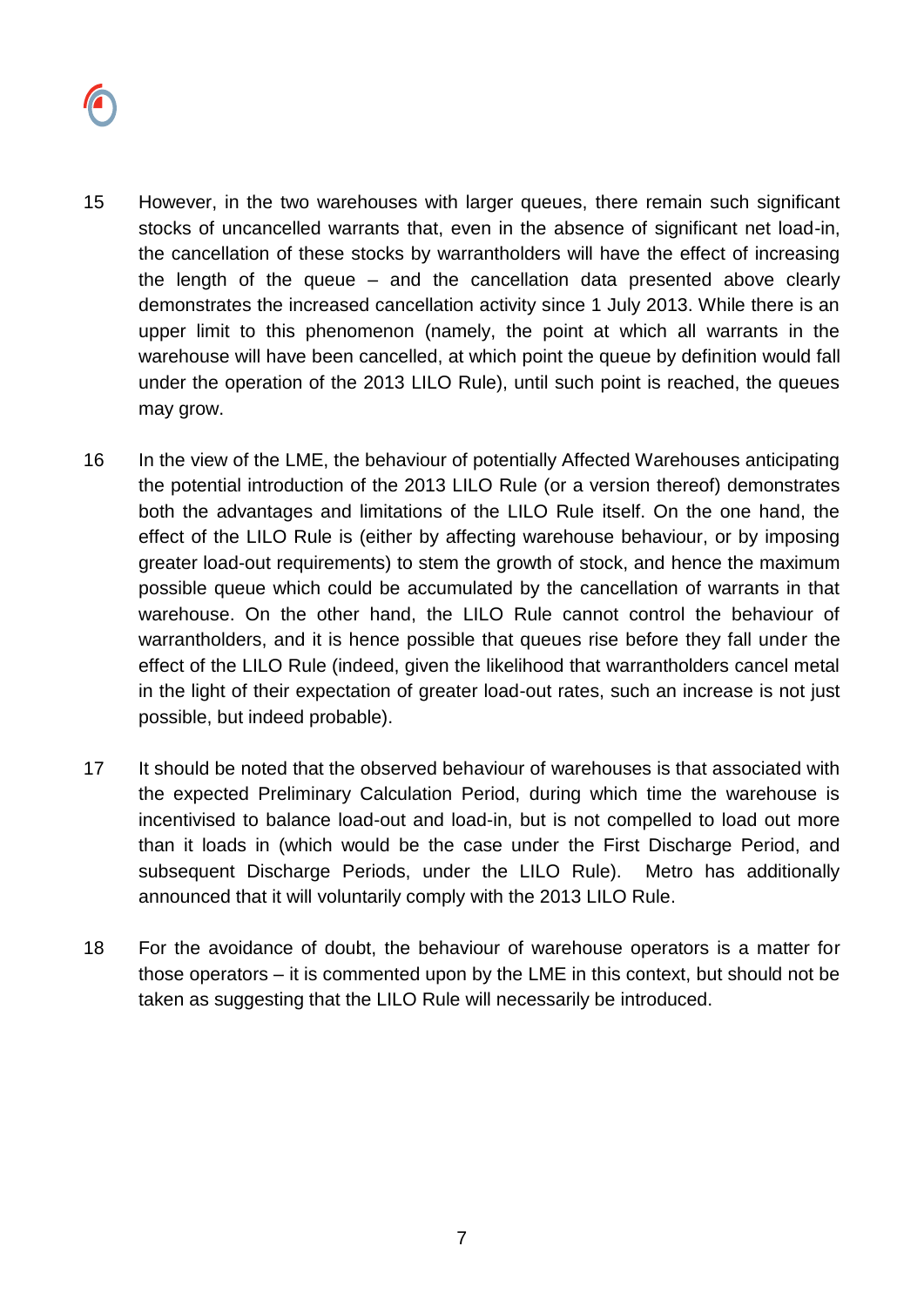15 However, in the two warehouses with larger queues, there remain such significant stocks of uncancelled warrants that, even in the absence of significant net load-in, the cancellation of these stocks by warrantholders will have the effect of increasing the length of the queue – and the cancellation data presented above clearly demonstrates the increased cancellation activity since 1 July 2013. While there is an upper limit to this phenomenon (namely, the point at which all warrants in the warehouse will have been cancelled, at which point the queue by definition would fall under the operation of the 2013 LILO Rule), until such point is reached, the queues may grow.

16 In the view of the LME, the behaviour of potentially Affected Warehouses anticipating the potential introduction of the 2013 LILO Rule (or a version thereof) demonstrates both the advantages and limitations of the LILO Rule itself. On the one hand, the effect of the LILO Rule is (either by affecting warehouse behaviour, or by imposing greater load-out requirements) to stem the growth of stock, and hence the maximum possible queue which could be accumulated by the cancellation of warrants in that warehouse. On the other hand, the LILO Rule cannot control the behaviour of warrantholders, and it is hence possible that queues rise before they fall under the effect of the LILO Rule (indeed, given the likelihood that warrantholders cancel metal in the light of their expectation of greater load-out rates, such an increase is not just possible, but indeed probable).

17 It should be noted that the observed behaviour of warehouses is that associated with the expected Preliminary Calculation Period, during which time the warehouse is incentivised to balance load-out and load-in, but is not compelled to load out more than it loads in (which would be the case under the First Discharge Period, and subsequent Discharge Periods, under the LILO Rule). Metro has additionally announced that it will voluntarily comply with the 2013 LILO Rule.

18 For the avoidance of doubt, the behaviour of warehouse operators is a matter for those operators – it is commented upon by the LME in this context, but should not be taken as suggesting that the LILO Rule will necessarily be introduced.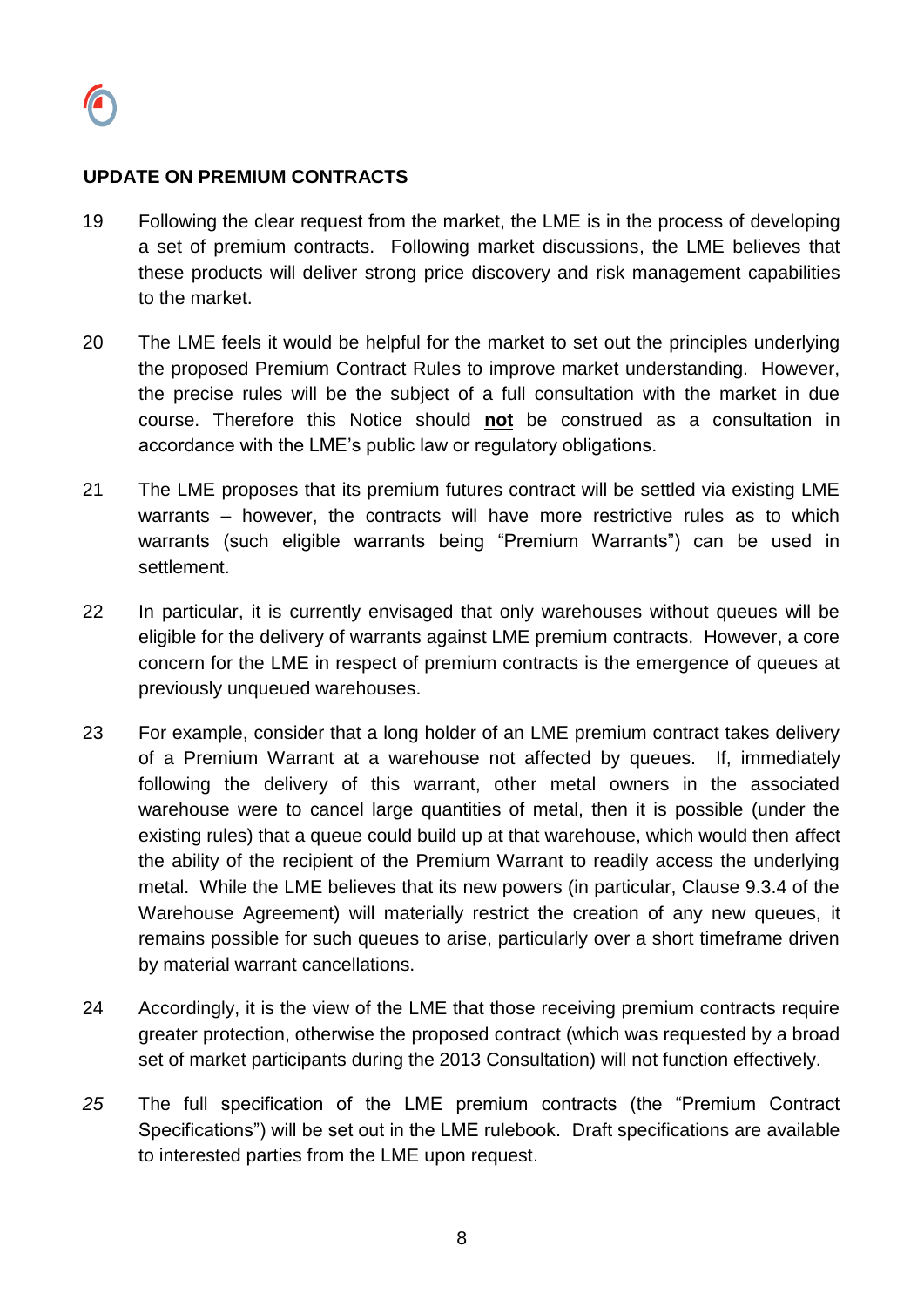**UPDATE ON PREMIUM CONTRACTS**

19 Following the clear request from the market, the LME is in the process of developing a set of premium contracts. Following market discussions, the LME believes that these products will deliver strong price discovery and risk management capabilities to the market.

20 The LME feels it would be helpful for the market to set out the principles underlying the proposed Premium Contract Rules to improve market understanding. However, the precise rules will be the subject of a full consultation with the market in due course. Therefore this Notice should **not** be construed as a consultation in accordance with the LME's public law or regulatory obligations.

21 The LME proposes that its premium futures contract will be settled via existing LME warrants – however, the contracts will have more restrictive rules as to which warrants (such eligible warrants being "Premium Warrants") can be used in settlement.

22 In particular, it is currently envisaged that only warehouses without queues will be eligible for the delivery of warrants against LME premium contracts. However, a core concern for the LME in respect of premium contracts is the emergence of queues at previously unqueued warehouses.

23 For example, consider that a long holder of an LME premium contract takes delivery of a Premium Warrant at a warehouse not affected by queues. If, immediately following the delivery of this warrant, other metal owners in the associated warehouse were to cancel large quantities of metal, then it is possible (under the existing rules) that a queue could build up at that warehouse, which would then affect the ability of the recipient of the Premium Warrant to readily access the underlying metal. While the LME believes that its new powers (in particular, Clause 9.3.4 of the Warehouse Agreement) will materially restrict the creation of any new queues, it remains possible for such queues to arise, particularly over a short timeframe driven by material warrant cancellations.

24 Accordingly, it is the view of the LME that those receiving premium contracts require greater protection, otherwise the proposed contract (which was requested by a broad set of market participants during the 2013 Consultation) will not function effectively.

*25* The full specification of the LME premium contracts (the "Premium Contract Specifications") will be set out in the LME rulebook. Draft specifications are available to interested parties from the LME upon request.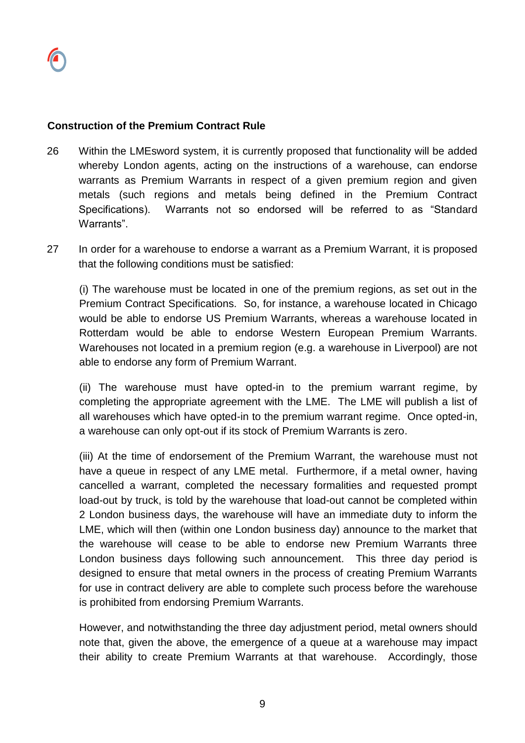**Construction of the Premium Contract Rule**

26 Within the LMEsword system, it is currently proposed that functionality will be added whereby London agents, acting on the instructions of a warehouse, can endorse warrants as Premium Warrants in respect of a given premium region and given metals (such regions and metals being defined in the Premium Contract Specifications). Warrants not so endorsed will be referred to as "Standard Warrants".

27 In order for a warehouse to endorse a warrant as a Premium Warrant, it is proposed that the following conditions must be satisfied:

(i) The warehouse must be located in one of the premium regions, as set out in the Premium Contract Specifications. So, for instance, a warehouse located in Chicago would be able to endorse US Premium Warrants, whereas a warehouse located in Rotterdam would be able to endorse Western European Premium Warrants. Warehouses not located in a premium region (e.g. a warehouse in Liverpool) are not able to endorse any form of Premium Warrant.

(ii) The warehouse must have opted-in to the premium warrant regime, by completing the appropriate agreement with the LME. The LME will publish a list of all warehouses which have opted-in to the premium warrant regime. Once opted-in, a warehouse can only opt-out if its stock of Premium Warrants is zero.

(iii) At the time of endorsement of the Premium Warrant, the warehouse must not have a queue in respect of any LME metal. Furthermore, if a metal owner, having cancelled a warrant, completed the necessary formalities and requested prompt load-out by truck, is told by the warehouse that load-out cannot be completed within 2 London business days, the warehouse will have an immediate duty to inform the LME, which will then (within one London business day) announce to the market that the warehouse will cease to be able to endorse new Premium Warrants three London business days following such announcement. This three day period is designed to ensure that metal owners in the process of creating Premium Warrants for use in contract delivery are able to complete such process before the warehouse is prohibited from endorsing Premium Warrants.

However, and notwithstanding the three day adjustment period, metal owners should note that, given the above, the emergence of a queue at a warehouse may impact their ability to create Premium Warrants at that warehouse. Accordingly, those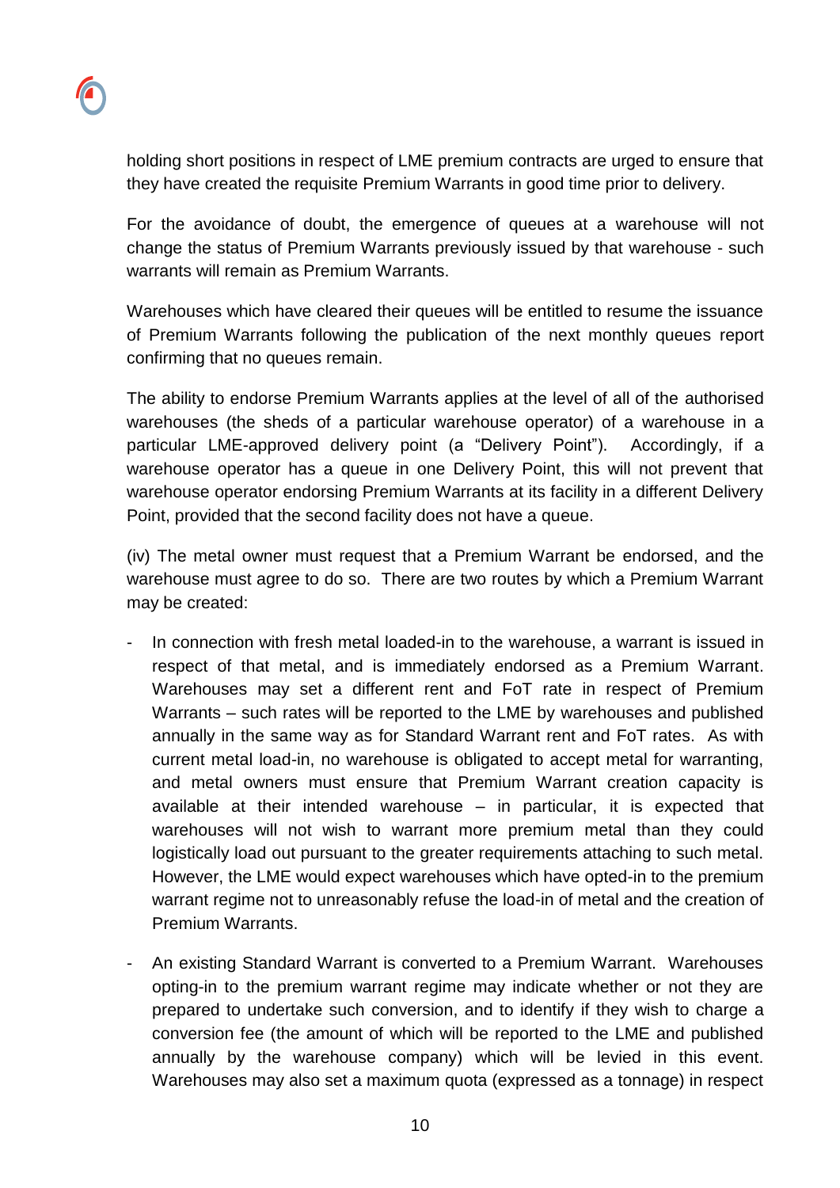holding short positions in respect of LME premium contracts are urged to ensure that they have created the requisite Premium Warrants in good time prior to delivery.

For the avoidance of doubt, the emergence of queues at a warehouse will not change the status of Premium Warrants previously issued by that warehouse - such warrants will remain as Premium Warrants.

Warehouses which have cleared their queues will be entitled to resume the issuance of Premium Warrants following the publication of the next monthly queues report confirming that no queues remain.

The ability to endorse Premium Warrants applies at the level of all of the authorised warehouses (the sheds of a particular warehouse operator) of a warehouse in a particular LME-approved delivery point (a "Delivery Point"). Accordingly, if a warehouse operator has a queue in one Delivery Point, this will not prevent that warehouse operator endorsing Premium Warrants at its facility in a different Delivery Point, provided that the second facility does not have a queue.

(iv) The metal owner must request that a Premium Warrant be endorsed, and the warehouse must agree to do so. There are two routes by which a Premium Warrant may be created:

- In connection with fresh metal loaded-in to the warehouse, a warrant is issued in respect of that metal, and is immediately endorsed as a Premium Warrant. Warehouses may set a different rent and FoT rate in respect of Premium Warrants – such rates will be reported to the LME by warehouses and published annually in the same way as for Standard Warrant rent and FoT rates. As with current metal load-in, no warehouse is obligated to accept metal for warranting, and metal owners must ensure that Premium Warrant creation capacity is available at their intended warehouse – in particular, it is expected that warehouses will not wish to warrant more premium metal than they could logistically load out pursuant to the greater requirements attaching to such metal. However, the LME would expect warehouses which have opted-in to the premium warrant regime not to unreasonably refuse the load-in of metal and the creation of Premium Warrants.

- An existing Standard Warrant is converted to a Premium Warrant. Warehouses opting-in to the premium warrant regime may indicate whether or not they are prepared to undertake such conversion, and to identify if they wish to charge a conversion fee (the amount of which will be reported to the LME and published annually by the warehouse company) which will be levied in this event. Warehouses may also set a maximum quota (expressed as a tonnage) in respect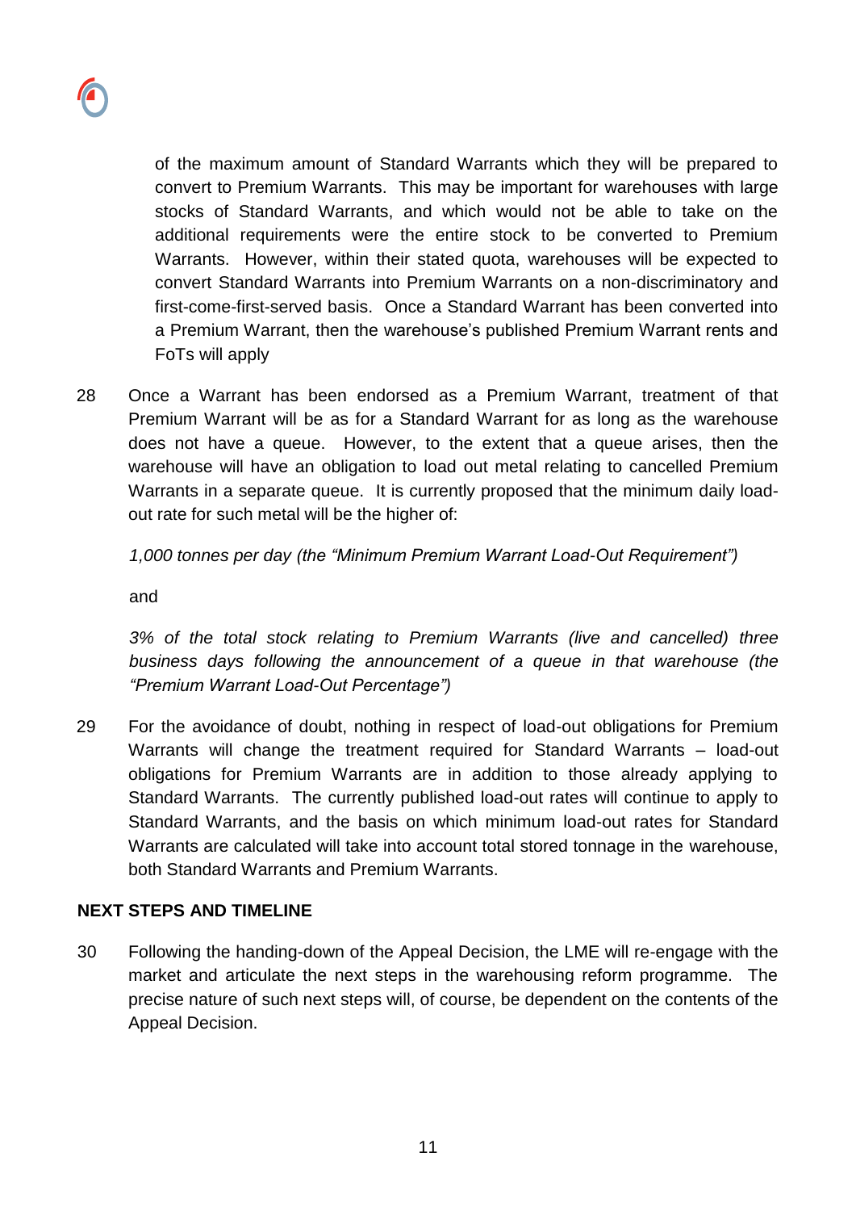of the maximum amount of Standard Warrants which they will be prepared to convert to Premium Warrants. This may be important for warehouses with large stocks of Standard Warrants, and which would not be able to take on the additional requirements were the entire stock to be converted to Premium Warrants. However, within their stated quota, warehouses will be expected to convert Standard Warrants into Premium Warrants on a non-discriminatory and first-come-first-served basis. Once a Standard Warrant has been converted into a Premium Warrant, then the warehouse's published Premium Warrant rents and FoTs will apply

28 Once a Warrant has been endorsed as a Premium Warrant, treatment of that Premium Warrant will be as for a Standard Warrant for as long as the warehouse does not have a queue. However, to the extent that a queue arises, then the warehouse will have an obligation to load out metal relating to cancelled Premium Warrants in a separate queue. It is currently proposed that the minimum daily load-out rate for such metal will be the higher of:

*1,000 tonnes per day (the "Minimum Premium Warrant Load-Out Requirement")*

and

*3% of the total stock relating to Premium Warrants (live and cancelled) three business days following the announcement of a queue in that warehouse (the "Premium Warrant Load-Out Percentage")*

29 For the avoidance of doubt, nothing in respect of load-out obligations for Premium Warrants will change the treatment required for Standard Warrants – load-out obligations for Premium Warrants are in addition to those already applying to Standard Warrants. The currently published load-out rates will continue to apply to Standard Warrants, and the basis on which minimum load-out rates for Standard Warrants are calculated will take into account total stored tonnage in the warehouse, both Standard Warrants and Premium Warrants.

## NEXT STEPS AND TIMELINE

30 Following the handing-down of the Appeal Decision, the LME will re-engage with the market and articulate the next steps in the warehousing reform programme. The precise nature of such next steps will, of course, be dependent on the contents of the Appeal Decision.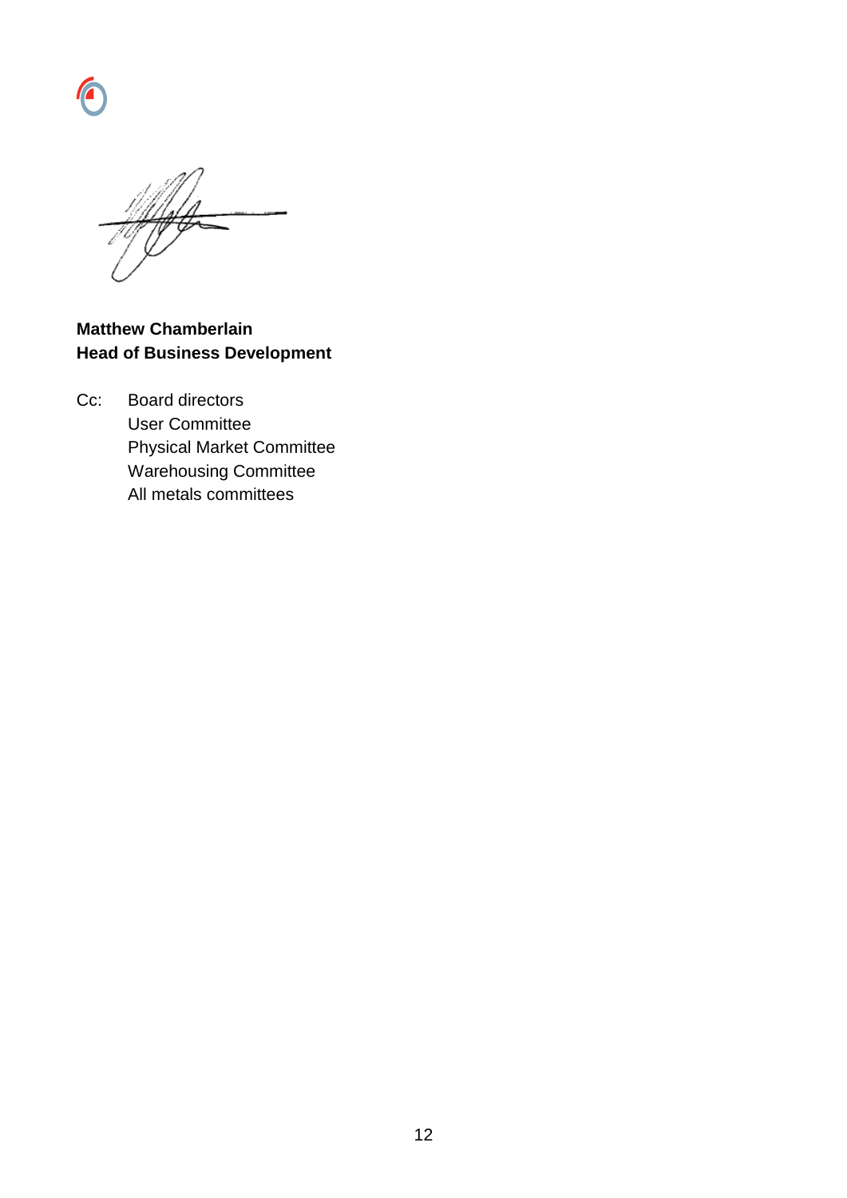**Matthew Chamberlain**
**Head of Business Development**

Cc: Board directors
User Committee
Physical Market Committee
Warehousing Committee
All metals committees